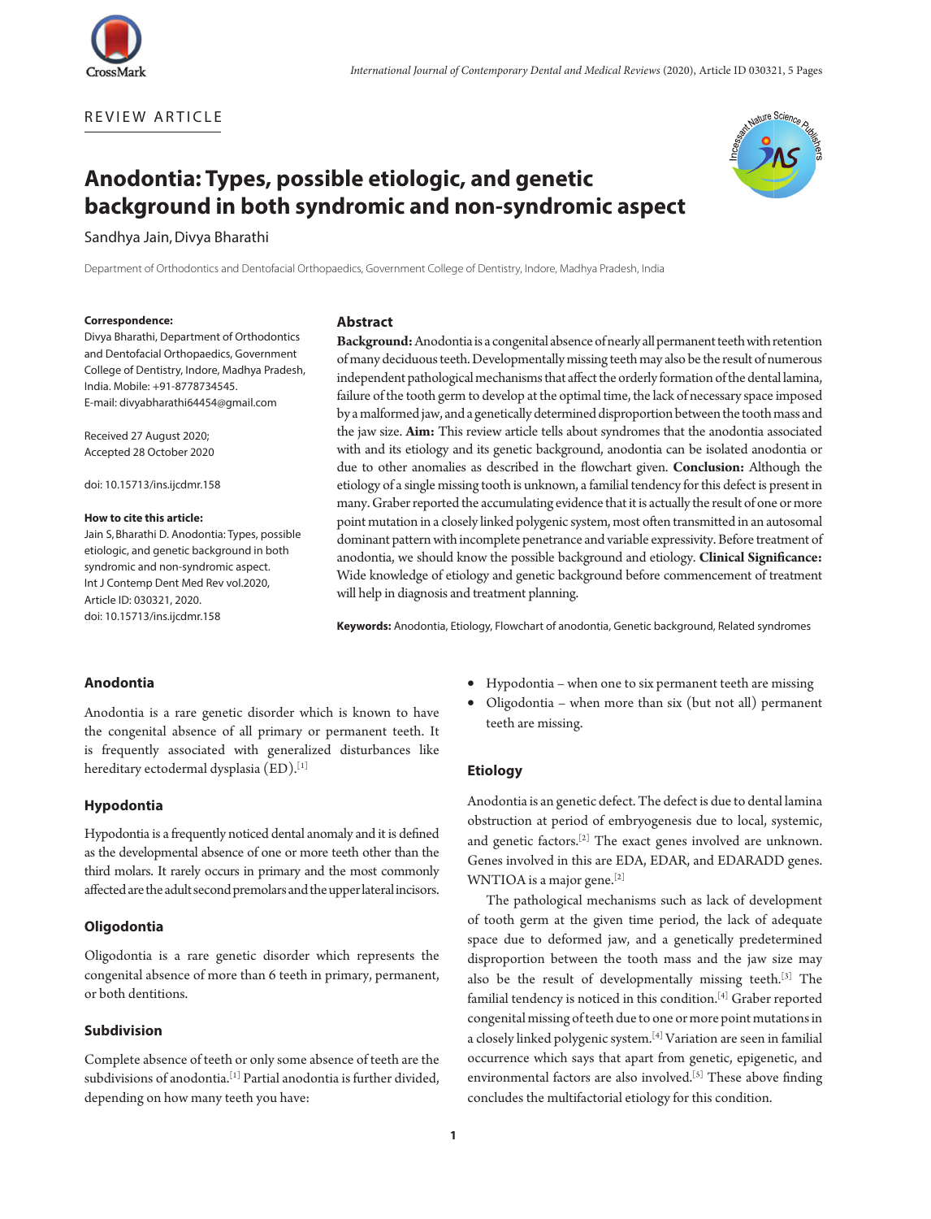REVIEW ARTICLE

# Anodontia: Types, possible etiologic, and genetic background in both syndromic and non-syndromic aspect

Sandhya Jain, Divya Bharathi

Department of Orthodontics and Dentofacial Orthopaedics, Government College of Dentistry, Indore, Madhya Pradesh, India

**Correspondence:**
Divya Bharathi, Department of Orthodontics and Dentofacial Orthopaedics, Government College of Dentistry, Indore, Madhya Pradesh, India. Mobile: +91-8778734545.
E-mail: divyabharathi64454@gmail.com

Received 27 August 2020;
Accepted 28 October 2020

doi: 10.15713/ins.ijcdmr.158

**How to cite this article:**
Jain S, Bharathi D. Anodontia: Types, possible etiologic, and genetic background in both syndromic and non-syndromic aspect. Int J Contemp Dent Med Rev vol.2020, Article ID: 030321, 2020.
doi: 10.15713/ins.ijcdmr.158

## Abstract

**Background:** Anodontia is a congenital absence of nearly all permanent teeth with retention of many deciduous teeth. Developmentally missing teeth may also be the result of numerous independent pathological mechanisms that affect the orderly formation of the dental lamina, failure of the tooth germ to develop at the optimal time, the lack of necessary space imposed by a malformed jaw, and a genetically determined disproportion between the tooth mass and the jaw size. **Aim:** This review article tells about syndromes that the anodontia associated with and its etiology and its genetic background, anodontia can be isolated anodontia or due to other anomalies as described in the flowchart given. **Conclusion:** Although the etiology of a single missing tooth is unknown, a familial tendency for this defect is present in many. Graber reported the accumulating evidence that it is actually the result of one or more point mutation in a closely linked polygenic system, most often transmitted in an autosomal dominant pattern with incomplete penetrance and variable expressivity. Before treatment of anodontia, we should know the possible background and etiology. **Clinical Significance:** Wide knowledge of etiology and genetic background before commencement of treatment will help in diagnosis and treatment planning.

**Keywords:** Anodontia, Etiology, Flowchart of anodontia, Genetic background, Related syndromes

## Anodontia

Anodontia is a rare genetic disorder which is known to have the congenital absence of all primary or permanent teeth. It is frequently associated with generalized disturbances like hereditary ectodermal dysplasia (ED).[1]

## Hypodontia

Hypodontia is a frequently noticed dental anomaly and it is defined as the developmental absence of one or more teeth other than the third molars. It rarely occurs in primary and the most commonly affected are the adult second premolars and the upper lateral incisors.

## Oligodontia

Oligodontia is a rare genetic disorder which represents the congenital absence of more than 6 teeth in primary, permanent, or both dentitions.

## Subdivision

Complete absence of teeth or only some absence of teeth are the subdivisions of anodontia.[1] Partial anodontia is further divided, depending on how many teeth you have:

- Hypodontia – when one to six permanent teeth are missing
- Oligodontia – when more than six (but not all) permanent teeth are missing.

## Etiology

Anodontia is an genetic defect. The defect is due to dental lamina obstruction at period of embryogenesis due to local, systemic, and genetic factors.[2] The exact genes involved are unknown. Genes involved in this are EDA, EDAR, and EDARADD genes. WNTIOA is a major gene.[2]

The pathological mechanisms such as lack of development of tooth germ at the given time period, the lack of adequate space due to deformed jaw, and a genetically predetermined disproportion between the tooth mass and the jaw size may also be the result of developmentally missing teeth.[3] The familial tendency is noticed in this condition.[4] Graber reported congenital missing of teeth due to one or more point mutations in a closely linked polygenic system.[4] Variation are seen in familial occurrence which says that apart from genetic, epigenetic, and environmental factors are also involved.[5] These above finding concludes the multifactorial etiology for this condition.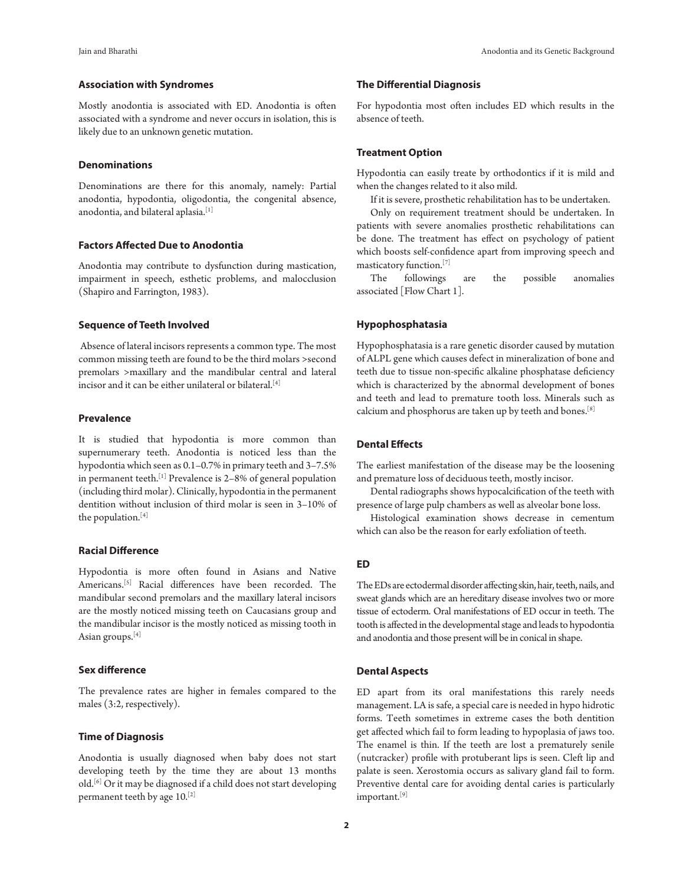### Association with Syndromes

Mostly anodontia is associated with ED. Anodontia is often associated with a syndrome and never occurs in isolation, this is likely due to an unknown genetic mutation.

### Denominations

Denominations are there for this anomaly, namely: Partial anodontia, hypodontia, oligodontia, the congenital absence, anodontia, and bilateral aplasia.[1]

### Factors Affected Due to Anodontia

Anodontia may contribute to dysfunction during mastication, impairment in speech, esthetic problems, and malocclusion (Shapiro and Farrington, 1983).

### Sequence of Teeth Involved

Absence of lateral incisors represents a common type. The most common missing teeth are found to be the third molars >second premolars >maxillary and the mandibular central and lateral incisor and it can be either unilateral or bilateral.[4]

### Prevalence

It is studied that hypodontia is more common than supernumerary teeth. Anodontia is noticed less than the hypodontia which seen as 0.1–0.7% in primary teeth and 3–7.5% in permanent teeth.[1] Prevalence is 2–8% of general population (including third molar). Clinically, hypodontia in the permanent dentition without inclusion of third molar is seen in 3–10% of the population.[4]

### Racial Difference

Hypodontia is more often found in Asians and Native Americans.[5] Racial differences have been recorded. The mandibular second premolars and the maxillary lateral incisors are the mostly noticed missing teeth on Caucasians group and the mandibular incisor is the mostly noticed as missing tooth in Asian groups.[4]

### Sex difference

The prevalence rates are higher in females compared to the males (3:2, respectively).

### Time of Diagnosis

Anodontia is usually diagnosed when baby does not start developing teeth by the time they are about 13 months old.[6] Or it may be diagnosed if a child does not start developing permanent teeth by age 10.[2]

### The Differential Diagnosis

For hypodontia most often includes ED which results in the absence of teeth.

### Treatment Option

Hypodontia can easily treate by orthodontics if it is mild and when the changes related to it also mild.

If it is severe, prosthetic rehabilitation has to be undertaken.

Only on requirement treatment should be undertaken. In patients with severe anomalies prosthetic rehabilitations can be done. The treatment has effect on psychology of patient which boosts self-confidence apart from improving speech and masticatory function.[7]

The followings are the possible anomalies associated [Flow Chart 1].

### Hypophosphatasia

Hypophosphatasia is a rare genetic disorder caused by mutation of ALPL gene which causes defect in mineralization of bone and teeth due to tissue non-specific alkaline phosphatase deficiency which is characterized by the abnormal development of bones and teeth and lead to premature tooth loss. Minerals such as calcium and phosphorus are taken up by teeth and bones.[8]

### Dental Effects

The earliest manifestation of the disease may be the loosening and premature loss of deciduous teeth, mostly incisor.

Dental radiographs shows hypocalcification of the teeth with presence of large pulp chambers as well as alveolar bone loss.

Histological examination shows decrease in cementum which can also be the reason for early exfoliation of teeth.

### ED

The EDs are ectodermal disorder affecting skin, hair, teeth, nails, and sweat glands which are an hereditary disease involves two or more tissue of ectoderm. Oral manifestations of ED occur in teeth. The tooth is affected in the developmental stage and leads to hypodontia and anodontia and those present will be in conical in shape.

### Dental Aspects

ED apart from its oral manifestations this rarely needs management. LA is safe, a special care is needed in hypo hidrotic forms. Teeth sometimes in extreme cases the both dentition get affected which fail to form leading to hypoplasia of jaws too. The enamel is thin. If the teeth are lost a prematurely senile (nutcracker) profile with protuberant lips is seen. Cleft lip and palate is seen. Xerostomia occurs as salivary gland fail to form. Preventive dental care for avoiding dental caries is particularly important.[9]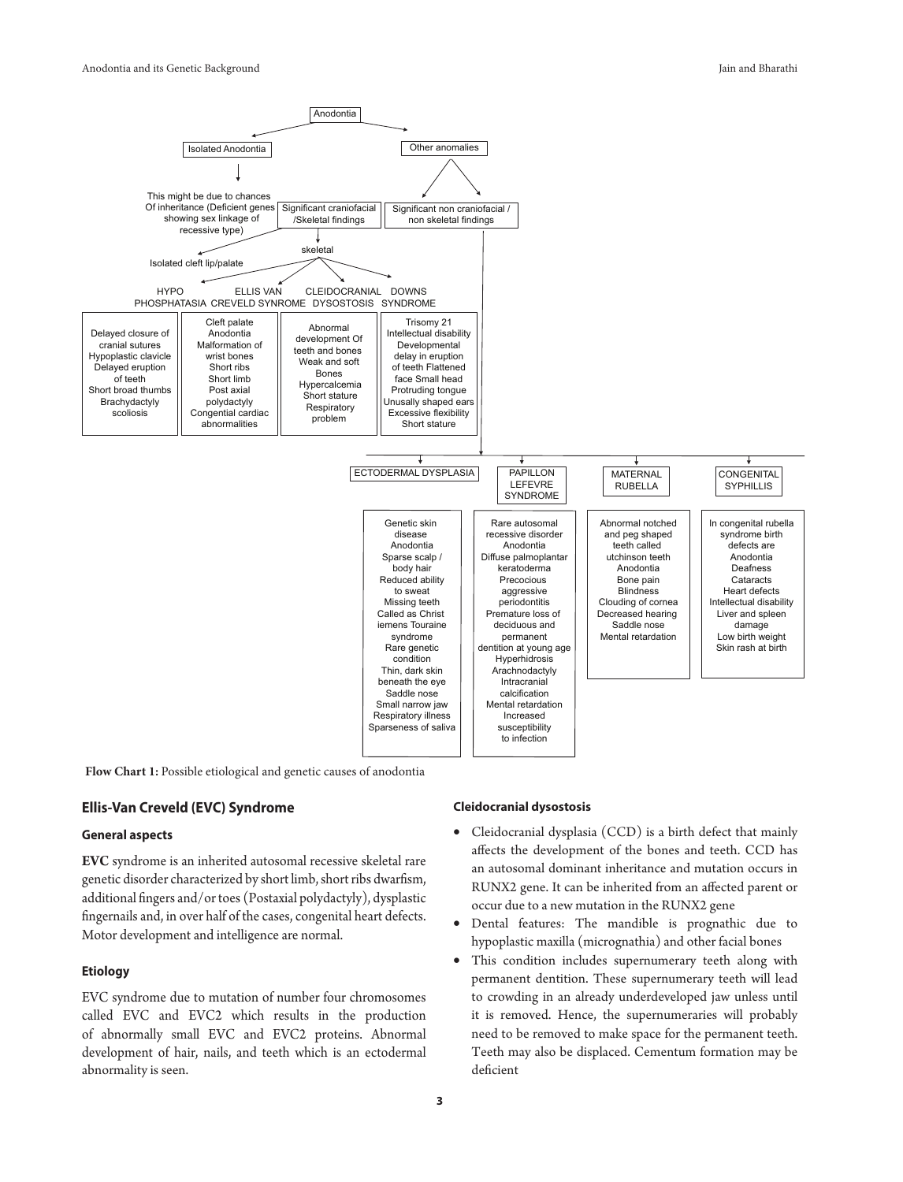Anodontia

- Isolated Anodontia
  - This might be due to chances Of inheritance (Deficient genes showing sex linkage of recessive type)
- Other anomalies
  - Significant craniofacial /Skeletal findings
    - Isolated cleft lip/palate
    - skeletal
      - HYPO PHOSPHATASIA: Delayed closure of cranial sutures, Hypoplastic clavicle, Delayed eruption of teeth, Short broad thumbs, Brachydactyly, scoliosis
      - ELLIS VAN CREVELD SYNROME: Cleft palate, Anodontia, Malformation of wrist bones, Short ribs, Short limb, Post axial polydactyly, Congential cardiac abnormalities
      - CLEIDOCRANIAL DYSOSTOSIS: Abnormal development Of teeth and bones, Weak and soft Bones, Hypercalcemia, Short stature, Respiratory problem
      - DOWNS SYNDROME: Trisomy 21, Intellectual disability, Developmental delay in eruption of teeth, Flattened face, Small head, Protruding tongue, Unusally shaped ears, Excessive flexibility, Short stature
  - Significant non craniofacial / non skeletal findings
    - ECTODERMAL DYSPLASIA: Genetic skin disease, Anodontia, Sparse scalp / body hair, Reduced ability to sweat, Missing teeth, Called as Christ iemens Touraine syndrome, Rare genetic condition, Thin, dark skin beneath the eye, Saddle nose, Small narrow jaw, Respiratory illness, Sparseness of saliva
    - PAPILLON LEFEVRE SYNDROME: Rare autosomal recessive disorder, Anodontia, Diffuse palmoplantar keratoderma, Precocious aggressive periodontitis, Premature loss of deciduous and permanent dentition at young age, Hyperhidrosis, Arachnodactyly, Intracranial calcification, Mental retardation, Increased susceptibility to infection
    - MATERNAL RUBELLA: Abnormal notched and peg shaped teeth called utchinson teeth, Anodontia, Bone pain, Blindness, Clouding of cornea, Decreased hearing, Saddle nose, Mental retardation
    - CONGENITAL SYPHILLIS: In congenital rubella syndrome birth defects are, Anodontia, Deafness, Cataracts, Heart defects, Intellectual disability, Liver and spleen damage, Low birth weight, Skin rash at birth

**Flow Chart 1:** Possible etiological and genetic causes of anodontia

## Ellis-Van Creveld (EVC) Syndrome

### General aspects

**EVC** syndrome is an inherited autosomal recessive skeletal rare genetic disorder characterized by short limb, short ribs dwarfism, additional fingers and/or toes (Postaxial polydactyly), dysplastic fingernails and, in over half of the cases, congenital heart defects. Motor development and intelligence are normal.

### Etiology

EVC syndrome due to mutation of number four chromosomes called EVC and EVC2 which results in the production of abnormally small EVC and EVC2 proteins. Abnormal development of hair, nails, and teeth which is an ectodermal abnormality is seen.

### Cleidocranial dysostosis

- Cleidocranial dysplasia (CCD) is a birth defect that mainly affects the development of the bones and teeth. CCD has an autosomal dominant inheritance and mutation occurs in RUNX2 gene. It can be inherited from an affected parent or occur due to a new mutation in the RUNX2 gene
- Dental features: The mandible is prognathic due to hypoplastic maxilla (micrognathia) and other facial bones
- This condition includes supernumerary teeth along with permanent dentition. These supernumerary teeth will lead to crowding in an already underdeveloped jaw unless until it is removed. Hence, the supernumeraries will probably need to be removed to make space for the permanent teeth. Teeth may also be displaced. Cementum formation may be deficient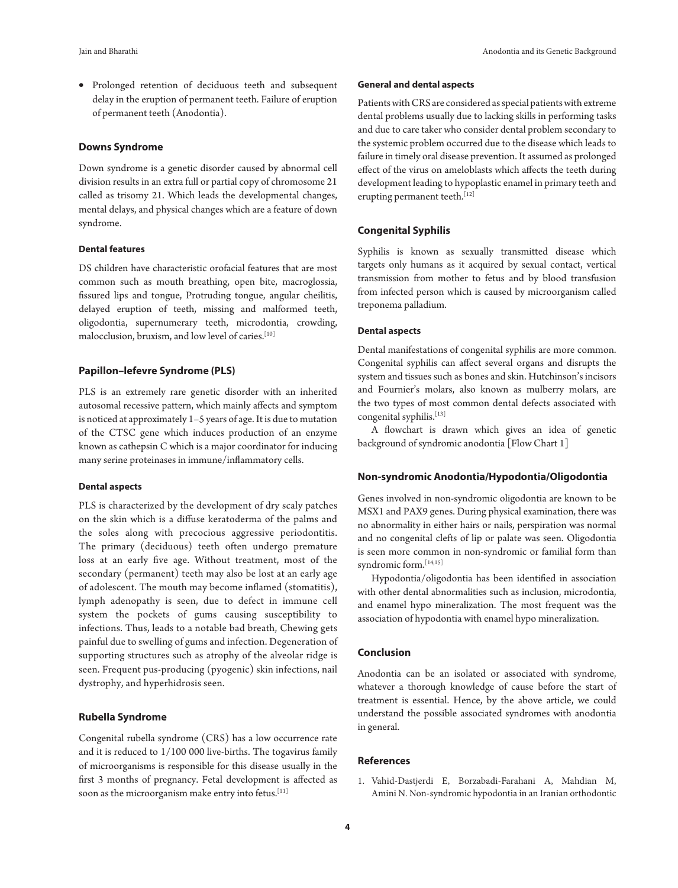- Prolonged retention of deciduous teeth and subsequent delay in the eruption of permanent teeth. Failure of eruption of permanent teeth (Anodontia).

## Downs Syndrome

Down syndrome is a genetic disorder caused by abnormal cell division results in an extra full or partial copy of chromosome 21 called as trisomy 21. Which leads the developmental changes, mental delays, and physical changes which are a feature of down syndrome.

### Dental features

DS children have characteristic orofacial features that are most common such as mouth breathing, open bite, macroglossia, fissured lips and tongue, Protruding tongue, angular cheilitis, delayed eruption of teeth, missing and malformed teeth, oligodontia, supernumerary teeth, microdontia, crowding, malocclusion, bruxism, and low level of caries.[10]

## Papillon–lefevre Syndrome (PLS)

PLS is an extremely rare genetic disorder with an inherited autosomal recessive pattern, which mainly affects and symptom is noticed at approximately 1–5 years of age. It is due to mutation of the CTSC gene which induces production of an enzyme known as cathepsin C which is a major coordinator for inducing many serine proteinases in immune/inflammatory cells.

### Dental aspects

PLS is characterized by the development of dry scaly patches on the skin which is a diffuse keratoderma of the palms and the soles along with precocious aggressive periodontitis. The primary (deciduous) teeth often undergo premature loss at an early five age. Without treatment, most of the secondary (permanent) teeth may also be lost at an early age of adolescent. The mouth may become inflamed (stomatitis), lymph adenopathy is seen, due to defect in immune cell system the pockets of gums causing susceptibility to infections. Thus, leads to a notable bad breath, Chewing gets painful due to swelling of gums and infection. Degeneration of supporting structures such as atrophy of the alveolar ridge is seen. Frequent pus-producing (pyogenic) skin infections, nail dystrophy, and hyperhidrosis seen.

## Rubella Syndrome

Congenital rubella syndrome (CRS) has a low occurrence rate and it is reduced to 1/100 000 live-births. The togavirus family of microorganisms is responsible for this disease usually in the first 3 months of pregnancy. Fetal development is affected as soon as the microorganism make entry into fetus.[11]

### General and dental aspects

Patients with CRS are considered as special patients with extreme dental problems usually due to lacking skills in performing tasks and due to care taker who consider dental problem secondary to the systemic problem occurred due to the disease which leads to failure in timely oral disease prevention. It assumed as prolonged effect of the virus on ameloblasts which affects the teeth during development leading to hypoplastic enamel in primary teeth and erupting permanent teeth.[12]

## Congenital Syphilis

Syphilis is known as sexually transmitted disease which targets only humans as it acquired by sexual contact, vertical transmission from mother to fetus and by blood transfusion from infected person which is caused by microorganism called treponema palladium.

### Dental aspects

Dental manifestations of congenital syphilis are more common. Congenital syphilis can affect several organs and disrupts the system and tissues such as bones and skin. Hutchinson's incisors and Fournier's molars, also known as mulberry molars, are the two types of most common dental defects associated with congenital syphilis.[13]

A flowchart is drawn which gives an idea of genetic background of syndromic anodontia [Flow Chart 1]

## Non-syndromic Anodontia/Hypodontia/Oligodontia

Genes involved in non-syndromic oligodontia are known to be MSX1 and PAX9 genes. During physical examination, there was no abnormality in either hairs or nails, perspiration was normal and no congenital clefts of lip or palate was seen. Oligodontia is seen more common in non-syndromic or familial form than syndromic form.[14,15]

Hypodontia/oligodontia has been identified in association with other dental abnormalities such as inclusion, microdontia, and enamel hypo mineralization. The most frequent was the association of hypodontia with enamel hypo mineralization.

## Conclusion

Anodontia can be an isolated or associated with syndrome, whatever a thorough knowledge of cause before the start of treatment is essential. Hence, by the above article, we could understand the possible associated syndromes with anodontia in general.

## References

1. Vahid-Dastjerdi E, Borzabadi-Farahani A, Mahdian M, Amini N. Non-syndromic hypodontia in an Iranian orthodontic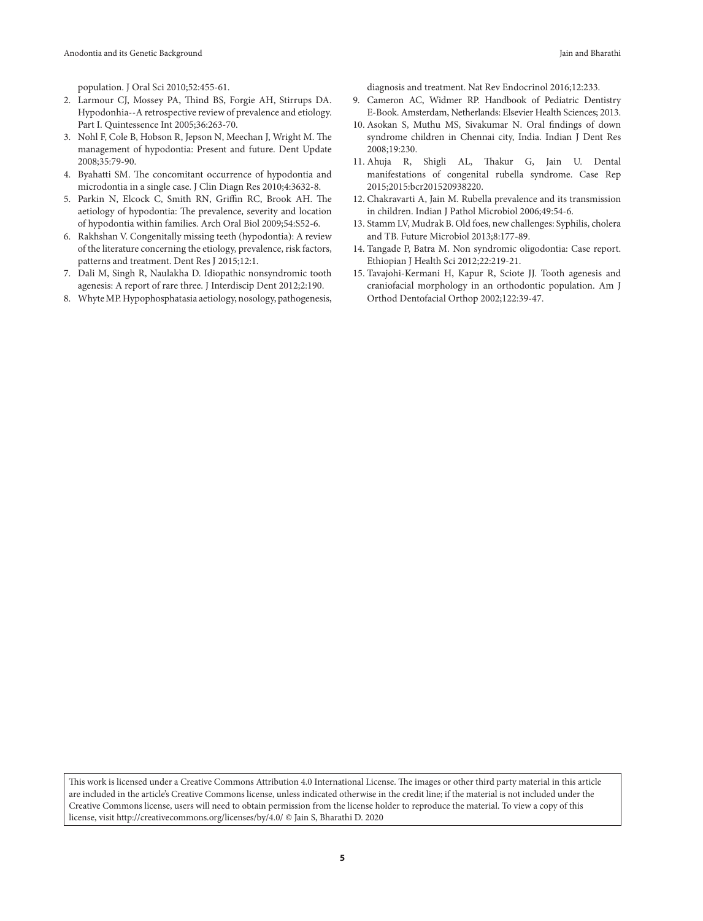population. J Oral Sci 2010;52:455-61.

2. Larmour CJ, Mossey PA, Thind BS, Forgie AH, Stirrups DA. Hypodonhia--A retrospective review of prevalence and etiology. Part I. Quintessence Int 2005;36:263-70.
3. Nohl F, Cole B, Hobson R, Jepson N, Meechan J, Wright M. The management of hypodontia: Present and future. Dent Update 2008;35:79-90.
4. Byahatti SM. The concomitant occurrence of hypodontia and microdontia in a single case. J Clin Diagn Res 2010;4:3632-8.
5. Parkin N, Elcock C, Smith RN, Griffin RC, Brook AH. The aetiology of hypodontia: The prevalence, severity and location of hypodontia within families. Arch Oral Biol 2009;54:S52-6.
6. Rakhshan V. Congenitally missing teeth (hypodontia): A review of the literature concerning the etiology, prevalence, risk factors, patterns and treatment. Dent Res J 2015;12:1.
7. Dali M, Singh R, Naulakha D. Idiopathic nonsyndromic tooth agenesis: A report of rare three. J Interdiscip Dent 2012;2:190.
8. Whyte MP. Hypophosphatasia aetiology, nosology, pathogenesis, diagnosis and treatment. Nat Rev Endocrinol 2016;12:233.
9. Cameron AC, Widmer RP. Handbook of Pediatric Dentistry E-Book. Amsterdam, Netherlands: Elsevier Health Sciences; 2013.
10. Asokan S, Muthu MS, Sivakumar N. Oral findings of down syndrome children in Chennai city, India. Indian J Dent Res 2008;19:230.
11. Ahuja R, Shigli AL, Thakur G, Jain U. Dental manifestations of congenital rubella syndrome. Case Rep 2015;2015:bcr201520938220.
12. Chakravarti A, Jain M. Rubella prevalence and its transmission in children. Indian J Pathol Microbiol 2006;49:54-6.
13. Stamm LV, Mudrak B. Old foes, new challenges: Syphilis, cholera and TB. Future Microbiol 2013;8:177-89.
14. Tangade P, Batra M. Non syndromic oligodontia: Case report. Ethiopian J Health Sci 2012;22:219-21.
15. Tavajohi-Kermani H, Kapur R, Sciote JJ. Tooth agenesis and craniofacial morphology in an orthodontic population. Am J Orthod Dentofacial Orthop 2002;122:39-47.

This work is licensed under a Creative Commons Attribution 4.0 International License. The images or other third party material in this article are included in the article's Creative Commons license, unless indicated otherwise in the credit line; if the material is not included under the Creative Commons license, users will need to obtain permission from the license holder to reproduce the material. To view a copy of this license, visit http://creativecommons.org/licenses/by/4.0/ © Jain S, Bharathi D. 2020